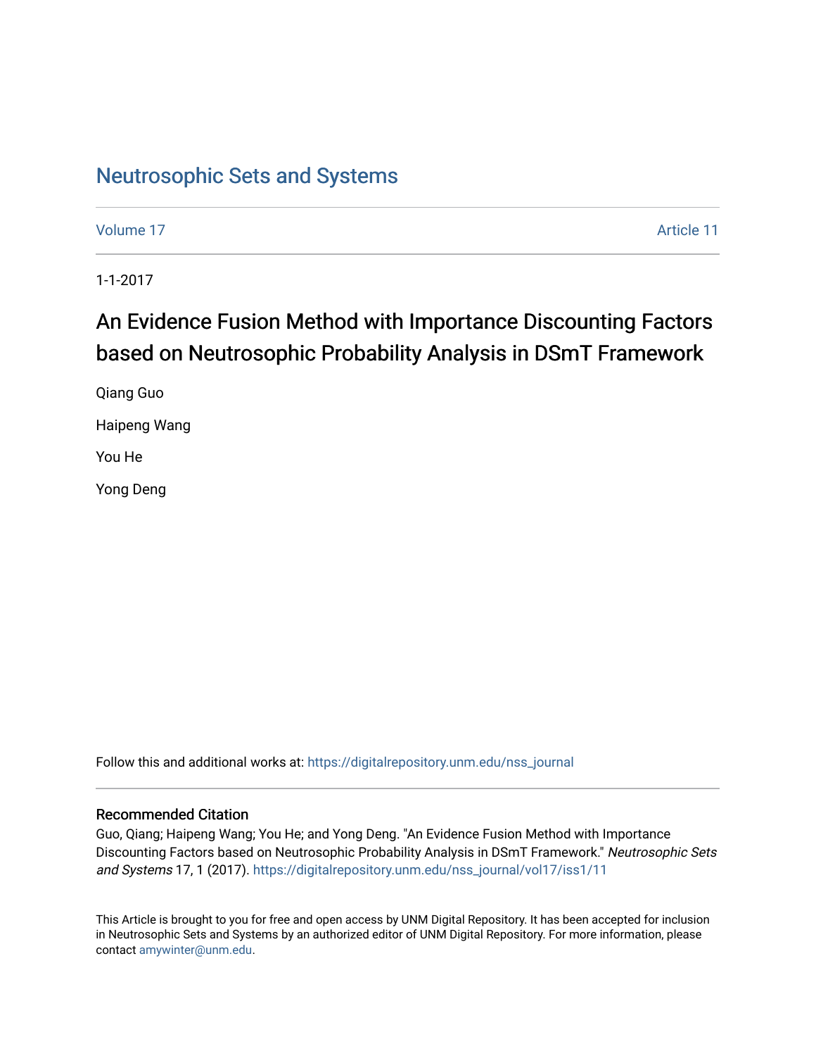# Neutrosophic Sets and Systems

Volume 17 Article 11

1-1-2017

## An Evidence Fusion Method with Importance Discounting Factors based on Neutrosophic Probability Analysis in DSmT Framework

Qiang Guo

Haipeng Wang

You He

Yong Deng

Follow this and additional works at: https://digitalrepository.unm.edu/nss_journal

### Recommended Citation

Guo, Qiang; Haipeng Wang; You He; and Yong Deng. "An Evidence Fusion Method with Importance Discounting Factors based on Neutrosophic Probability Analysis in DSmT Framework." *Neutrosophic Sets and Systems* 17, 1 (2017). https://digitalrepository.unm.edu/nss_journal/vol17/iss1/11

This Article is brought to you for free and open access by UNM Digital Repository. It has been accepted for inclusion in Neutrosophic Sets and Systems by an authorized editor of UNM Digital Repository. For more information, please contact amywinter@unm.edu.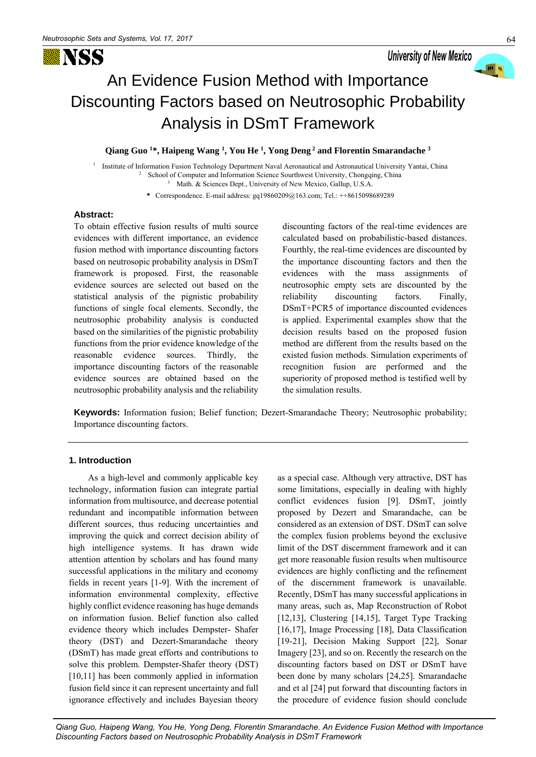# An Evidence Fusion Method with Importance Discounting Factors based on Neutrosophic Probability Analysis in DSmT Framework

**Qiang Guo [1]\*, Haipeng Wang [1], You He [1], Yong Deng [2] and Florentin Smarandache [3]**

[1] Institute of Information Fusion Technology Department Naval Aeronautical and Astronautical University Yantai, China
[2] School of Computer and Information Science Southwest University, Chongqing, China
[3] Math. & Sciences Dept., University of New Mexico, Gallup, U.S.A.

\* Correspondence. E-mail address: gq19860209@163.com; Tel.: ++8615098689289

### Abstract:

To obtain effective fusion results of multi source evidences with different importance, an evidence fusion method with importance discounting factors based on neutrosopic probability analysis in DSmT framework is proposed. First, the reasonable evidence sources are selected out based on the statistical analysis of the pignistic probability functions of single focal elements. Secondly, the neutrosophic probability analysis is conducted based on the similarities of the pignistic probability functions from the prior evidence knowledge of the reasonable evidence sources. Thirdly, the importance discounting factors of the reasonable evidence sources are obtained based on the neutrosophic probability analysis and the reliability discounting factors of the real-time evidences are calculated based on probabilistic-based distances. Fourthly, the real-time evidences are discounted by the importance discounting factors and then the evidences with the mass assignments of neutrosophic empty sets are discounted by the reliability discounting factors. Finally, DSmT+PCR5 of importance discounted evidences is applied. Experimental examples show that the decision results based on the proposed fusion method are different from the results based on the existed fusion methods. Simulation experiments of recognition fusion are performed and the superiority of proposed method is testified well by the simulation results.

**Keywords:** Information fusion; Belief function; Dezert-Smarandache Theory; Neutrosophic probability; Importance discounting factors.

## 1. Introduction

As a high-level and commonly applicable key technology, information fusion can integrate partial information from multisource, and decrease potential redundant and incompatible information between different sources, thus reducing uncertainties and improving the quick and correct decision ability of high intelligence systems. It has drawn wide attention attention by scholars and has found many successful applications in the military and economy fields in recent years [1-9]. With the increment of information environmental complexity, effective highly conflict evidence reasoning has huge demands on information fusion. Belief function also called evidence theory which includes Dempster- Shafer theory (DST) and Dezert-Smarandache theory (DSmT) has made great efforts and contributions to solve this problem. Dempster-Shafer theory (DST) [10,11] has been commonly applied in information fusion field since it can represent uncertainty and full ignorance effectively and includes Bayesian theory as a special case. Although very attractive, DST has some limitations, especially in dealing with highly conflict evidences fusion [9]. DSmT, jointly proposed by Dezert and Smarandache, can be considered as an extension of DST. DSmT can solve the complex fusion problems beyond the exclusive limit of the DST discernment framework and it can get more reasonable fusion results when multisource evidences are highly conflicting and the refinement of the discernment framework is unavailable. Recently, DSmT has many successful applications in many areas, such as, Map Reconstruction of Robot [12,13], Clustering [14,15], Target Type Tracking [16,17], Image Processing [18], Data Classification [19-21], Decision Making Support [22], Sonar Imagery [23], and so on. Recently the research on the discounting factors based on DST or DSmT have been done by many scholars [24,25]. Smarandache and et al [24] put forward that discounting factors in the procedure of evidence fusion should conclude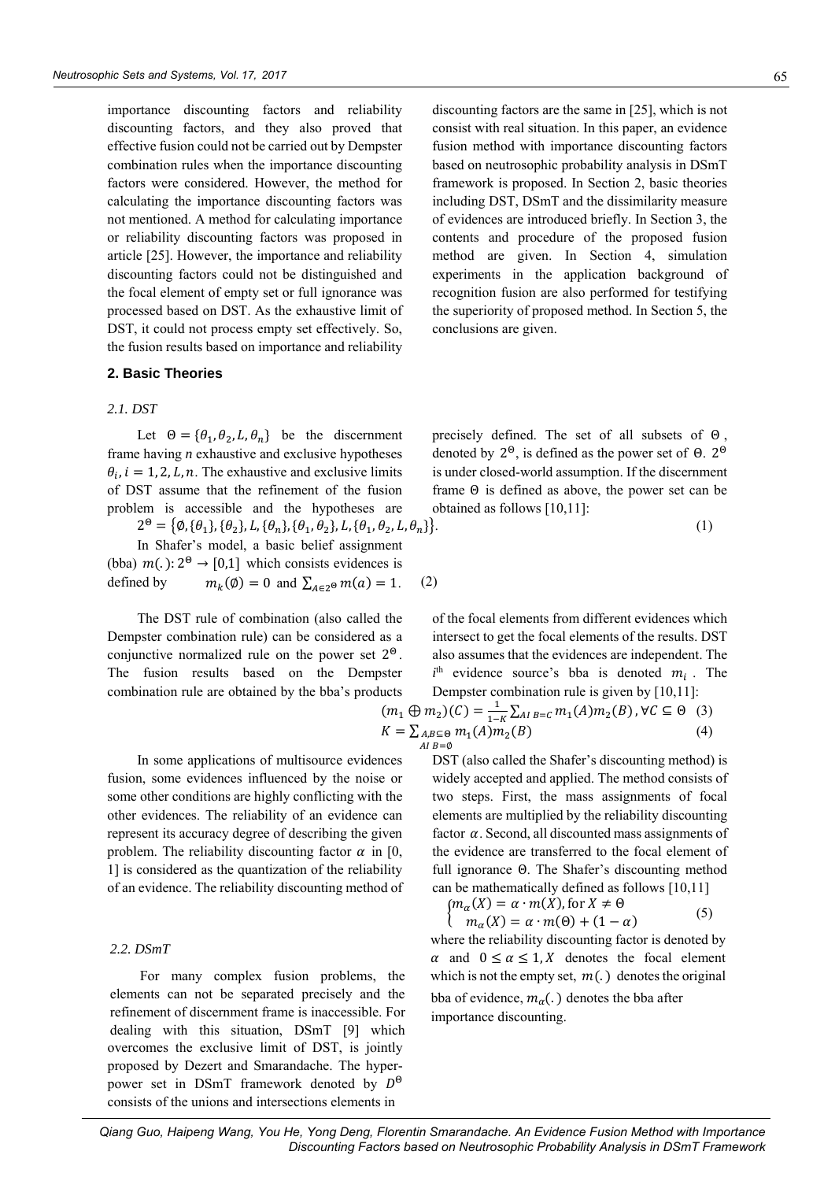importance discounting factors and reliability discounting factors, and they also proved that effective fusion could not be carried out by Dempster combination rules when the importance discounting factors were considered. However, the method for calculating the importance discounting factors was not mentioned. A method for calculating importance or reliability discounting factors was proposed in article [25]. However, the importance and reliability discounting factors could not be distinguished and the focal element of empty set or full ignorance was processed based on DST. As the exhaustive limit of DST, it could not process empty set effectively. So, the fusion results based on importance and reliability discounting factors are the same in [25], which is not consist with real situation. In this paper, an evidence fusion method with importance discounting factors based on neutrosophic probability analysis in DSmT framework is proposed. In Section 2, basic theories including DST, DSmT and the dissimilarity measure of evidences are introduced briefly. In Section 3, the contents and procedure of the proposed fusion method are given. In Section 4, simulation experiments in the application background of recognition fusion are also performed for testifying the superiority of proposed method. In Section 5, the conclusions are given.

## 2. Basic Theories

### *2.1. DST*

Let $\Theta = \{\theta_1, \theta_2, L, \theta_n\}$ be the discernment frame having *n* exhaustive and exclusive hypotheses $\theta_i, i = 1, 2, L, n$. The exhaustive and exclusive limits of DST assume that the refinement of the fusion problem is accessible and the hypotheses are precisely defined. The set of all subsets of $\Theta$, denoted by $2^\Theta$, is defined as the power set of $\Theta$. $2^\Theta$ is under closed-world assumption. If the discernment frame $\Theta$ is defined as above, the power set can be obtained as follows [10,11]:

$$2^\Theta = \{\emptyset, \{\theta_1\}, \{\theta_2\}, L, \{\theta_n\}, \{\theta_1, \theta_2\}, L, \{\theta_1, \theta_2, L, \theta_n\}\}. \quad (1)$$

In Shafer's model, a basic belief assignment (bba) $m(.): 2^\Theta \to [0,1]$ which consists evidences is defined by

$$m_k(\emptyset) = 0 \text{ and } \sum_{A \in 2^\Theta} m(a) = 1. \quad (2)$$

The DST rule of combination (also called the Dempster combination rule) can be considered as a conjunctive normalized rule on the power set $2^\Theta$. The fusion results based on the Dempster combination rule are obtained by the bba's products of the focal elements from different evidences which intersect to get the focal elements of the results. DST also assumes that the evidences are independent. The $i^{\text{th}}$ evidence source's bba is denoted $m_i$. The Dempster combination rule is given by [10,11]:

$$(m_1 \oplus m_2)(C) = \frac{1}{1-K} \sum_{A I B = C} m_1(A) m_2(B), \forall C \subseteq \Theta \quad (3)$$

$$K = \sum_{\substack{A,B \subseteq \Theta \\ A I B = \emptyset}} m_1(A) m_2(B) \quad (4)$$

In some applications of multisource evidences fusion, some evidences influenced by the noise or some other conditions are highly conflicting with the other evidences. The reliability of an evidence can represent its accuracy degree of describing the given problem. The reliability discounting factor $\alpha$ in [0, 1] is considered as the quantization of the reliability of an evidence. The reliability discounting method of DST (also called the Shafer's discounting method) is widely accepted and applied. The method consists of two steps. First, the mass assignments of focal elements are multiplied by the reliability discounting factor $\alpha$. Second, all discounted mass assignments of the evidence are transferred to the focal element of full ignorance $\Theta$. The Shafer's discounting method can be mathematically defined as follows [10,11]

$$\begin{cases} m_\alpha(X) = \alpha \cdot m(X), \text{for } X \neq \Theta \\ m_\alpha(X) = \alpha \cdot m(\Theta) + (1 - \alpha) \end{cases} \quad (5)$$

where the reliability discounting factor is denoted by $\alpha$ and $0 \leq \alpha \leq 1, X$ denotes the focal element which is not the empty set, $m(.)$ denotes the original bba of evidence, $m_\alpha(.)$ denotes the bba after importance discounting.

### *2.2. DSmT*

For many complex fusion problems, the elements can not be separated precisely and the refinement of discernment frame is inaccessible. For dealing with this situation, DSmT [9] which overcomes the exclusive limit of DST, is jointly proposed by Dezert and Smarandache. The hyper-power set in DSmT framework denoted by $D^\Theta$ consists of the unions and intersections elements in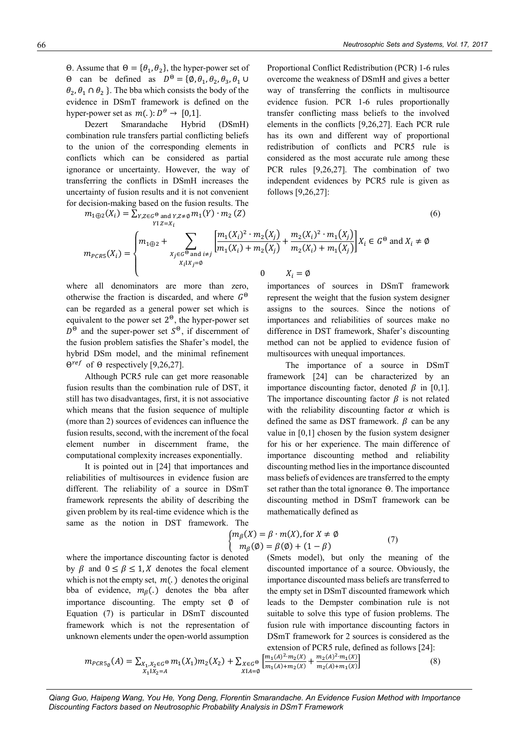Θ. Assume that $\Theta = \{\theta_1, \theta_2\}$, the hyper-power set of Θ can be defined as $D^\Theta = \{\emptyset, \theta_1, \theta_2, \theta_3, \theta_1 \cup \theta_2, \theta_1 \cap \theta_2\}$. The bba which consists the body of the evidence in DSmT framework is defined on the hyper-power set as $m(.): D^\theta \to [0,1]$.

Dezert Smarandache Hybrid (DSmH) combination rule transfers partial conflicting beliefs to the union of the corresponding elements in conflicts which can be considered as partial ignorance or uncertainty. However, the way of transferring the conflicts in DSmH increases the uncertainty of fusion results and it is not convenient for decision-making based on the fusion results. The Proportional Conflict Redistribution (PCR) 1-6 rules overcome the weakness of DSmH and gives a better way of transferring the conflicts in multisource evidence fusion. PCR 1-6 rules proportionally transfer conflicting mass beliefs to the involved elements in the conflicts [9,26,27]. Each PCR rule has its own and different way of proportional redistribution of conflicts and PCR5 rule is considered as the most accurate rule among these PCR rules [9,26,27]. The combination of two independent evidences by PCR5 rule is given as follows [9,26,27]:

$$m_{1\oplus 2}(X_i) = \sum_{\substack{Y,Z \in G^\Theta \text{ and } Y,Z \neq \emptyset \\ Y \cap Z = X_i}} m_1(Y) \cdot m_2(Z) \tag{6}$$

$$m_{PCR5}(X_i) = \begin{cases} m_{1\oplus 2} + \sum\limits_{\substack{X_j \in G^\Theta \text{ and } i \neq j \\ X_i \cap X_j = \emptyset}} \left[\dfrac{m_1(X_i)^2 \cdot m_2(X_j)}{m_1(X_i) + m_2(X_j)} + \dfrac{m_2(X_i)^2 \cdot m_1(X_j)}{m_2(X_i) + m_1(X_j)}\right] & X_i \in G^\Theta \text{ and } X_i \neq \emptyset \\ 0 & X_i = \emptyset \end{cases}$$

where all denominators are more than zero, otherwise the fraction is discarded, and where $G^\Theta$ can be regarded as a general power set which is equivalent to the power set $2^\Theta$, the hyper-power set $D^\Theta$ and the super-power set $S^\Theta$, if discernment of the fusion problem satisfies the Shafer's model, the hybrid DSm model, and the minimal refinement $\Theta^{ref}$ of Θ respectively [9,26,27].

Although PCR5 rule can get more reasonable fusion results than the combination rule of DST, it still has two disadvantages, first, it is not associative which means that the fusion sequence of multiple (more than 2) sources of evidences can influence the fusion results, second, with the increment of the focal element number in discernment frame, the computational complexity increases exponentially.

It is pointed out in [24] that importances and reliabilities of multisources in evidence fusion are different. The reliability of a source in DSmT framework represents the ability of describing the given problem by its real-time evidence which is the same as the notion in DST framework. The importances of sources in DSmT framework represent the weight that the fusion system designer assigns to the sources. Since the notions of importances and reliabilities of sources make no difference in DST framework, Shafer's discounting method can not be applied to evidence fusion of multisources with unequal importances.

The importance of a source in DSmT framework [24] can be characterized by an importance discounting factor, denoted $\beta$ in [0,1]. The importance discounting factor $\beta$ is not related with the reliability discounting factor $\alpha$ which is defined the same as DST framework. $\beta$ can be any value in [0,1] chosen by the fusion system designer for his or her experience. The main difference of importance discounting method and reliability discounting method lies in the importance discounted mass beliefs of evidences are transferred to the empty set rather than the total ignorance Θ. The importance discounting method in DSmT framework can be mathematically defined as

$$\begin{cases} m_\beta(X) = \beta \cdot m(X), \text{for } X \neq \emptyset \\ m_\beta(\emptyset) = \beta(\emptyset) + (1-\beta) \end{cases} \tag{7}$$

where the importance discounting factor is denoted by $\beta$ and $0 \leq \beta \leq 1$, $X$ denotes the focal element which is not the empty set, $m(.)$ denotes the original bba of evidence, $m_\beta(.)$ denotes the bba after importance discounting. The empty set $\emptyset$ of Equation (7) is particular in DSmT discounted framework which is not the representation of unknown elements under the open-world assumption (Smets model), but only the meaning of the discounted importance of a source. Obviously, the importance discounted mass beliefs are transferred to the empty set in DSmT discounted framework which leads to the Dempster combination rule is not suitable to solve this type of fusion problems. The fusion rule with importance discounting factors in DSmT framework for 2 sources is considered as the extension of PCR5 rule, defined as follows [24]:

$$m_{PCR5_\emptyset}(A) = \sum_{\substack{X_1, X_2 \in G^\Theta \\ X_1 \cap X_2 = A}} m_1(X_1) m_2(X_2) + \sum_{\substack{X \in G^\Theta \\ X \cap A = \emptyset}} \left[\frac{m_1(A)^2 \cdot m_2(X)}{m_1(A) + m_2(X)} + \frac{m_2(A)^2 \cdot m_1(X)}{m_2(A) + m_1(X)}\right] \tag{8}$$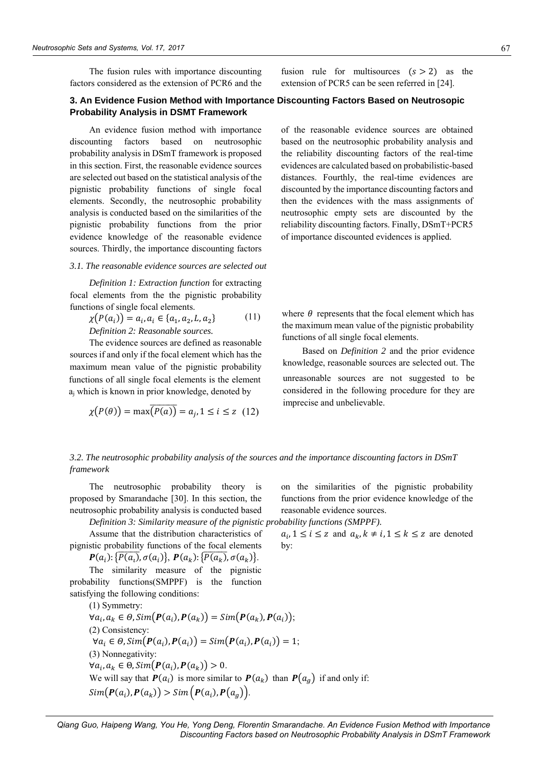The fusion rules with importance discounting factors considered as the extension of PCR6 and the fusion rule for multisources $(s > 2)$ as the extension of PCR5 can be seen referred in [24].

## 3. An Evidence Fusion Method with Importance Discounting Factors Based on Neutrosopic Probability Analysis in DSMT Framework

An evidence fusion method with importance discounting factors based on neutrosophic probability analysis in DSmT framework is proposed in this section. First, the reasonable evidence sources are selected out based on the statistical analysis of the pignistic probability functions of single focal elements. Secondly, the neutrosophic probability analysis is conducted based on the similarities of the pignistic probability functions from the prior evidence knowledge of the reasonable evidence sources. Thirdly, the importance discounting factors of the reasonable evidence sources are obtained based on the neutrosophic probability analysis and the reliability discounting factors of the real-time evidences are calculated based on probabilistic-based distances. Fourthly, the real-time evidences are discounted by the importance discounting factors and then the evidences with the mass assignments of neutrosophic empty sets are discounted by the reliability discounting factors. Finally, DSmT+PCR5 of importance discounted evidences is applied.

### *3.1. The reasonable evidence sources are selected out*

*Definition 1: Extraction function* for extracting focal elements from the the pignistic probability functions of single focal elements.

$$\chi\big(P(a_i)\big) = a_i, a_i \in \{a_1, a_2, L, a_2\} \tag{11}$$

*Definition 2: Reasonable sources.*

The evidence sources are defined as reasonable sources if and only if the focal element which has the maximum mean value of the pignistic probability functions of all single focal elements is the element $a_j$ which is known in prior knowledge, denoted by

$$\chi\big(P(\theta)\big) = \max\overline{\big(P(a)\big)} = a_j, 1 \le i \le z \tag{12}$$

where $\theta$ represents that the focal element which has the maximum mean value of the pignistic probability functions of all single focal elements.

Based on *Definition 2* and the prior evidence knowledge, reasonable sources are selected out. The unreasonable sources are not suggested to be considered in the following procedure for they are imprecise and unbelievable.

### *3.2. The neutrosophic probability analysis of the sources and the importance discounting factors in DSmT framework*

The neutrosophic probability theory is proposed by Smarandache [30]. In this section, the neutrosophic probability analysis is conducted based on the similarities of the pignistic probability functions from the prior evidence knowledge of the reasonable evidence sources.

*Definition 3: Similarity measure of the pignistic probability functions (SMPPF).*

Assume that the distribution characteristics of pignistic probability functions of the focal elements $a_i, 1 \le i \le z$ and $a_k, k \ne i, 1 \le k \le z$ are denoted by:

$\boldsymbol{P}(a_i)\!: \{\overline{P(a_i)}, \sigma(a_i)\}$, $\boldsymbol{P}(a_k)\!: \{\overline{P(a_k)}, \sigma(a_k)\}$.

The similarity measure of the pignistic probability functions(SMPPF) is the function satisfying the following conditions:

(1) Symmetry:

$\forall a_i, a_k \in \Theta, Sim\big(\boldsymbol{P}(a_i), \boldsymbol{P}(a_k)\big) = Sim\big(\boldsymbol{P}(a_k), \boldsymbol{P}(a_i)\big)$;

(2) Consistency:

$\forall a_i \in \Theta, Sim\big(\boldsymbol{P}(a_i), \boldsymbol{P}(a_i)\big) = Sim\big(\boldsymbol{P}(a_i), \boldsymbol{P}(a_i)\big) = 1$;

(3) Nonnegativity:

$\forall a_i, a_k \in \Theta, Sim\big(\boldsymbol{P}(a_i), \boldsymbol{P}(a_k)\big) > 0$.

We will say that $\boldsymbol{P}(a_i)$ is more similar to $\boldsymbol{P}(a_k)$ than $\boldsymbol{P}(a_g)$ if and only if:

$Sim\big(\boldsymbol{P}(a_i), \boldsymbol{P}(a_k)\big) > Sim\big(\boldsymbol{P}(a_i), \boldsymbol{P}(a_g)\big)$.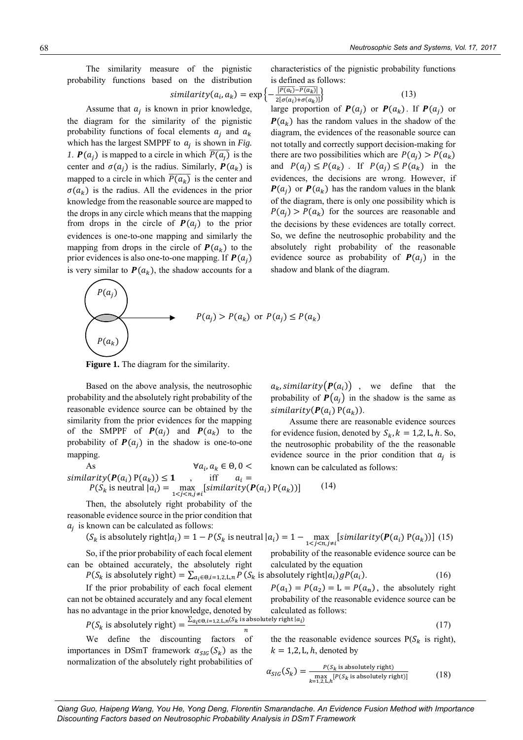The similarity measure of the pignistic probability functions based on the distribution characteristics of the pignistic probability functions is defined as follows:

$$similarity(a_i, a_k) = \exp\left\{-\frac{|\overline{P(a_i)} - \overline{P(a_k)}|}{2[\sigma(a_i) + \sigma(a_k)]}\right\} \quad (13)$$

Assume that $a_j$ is known in prior knowledge, the diagram for the similarity of the pignistic probability functions of focal elements $a_j$ and $a_k$ which has the largest SMPPF to $a_j$ is shown in *Fig. 1*. $\boldsymbol{P}(a_j)$ is mapped to a circle in which $\overline{P(a_j)}$ is the center and $\sigma(a_j)$ is the radius. Similarly, $\boldsymbol{P}(a_k)$ is mapped to a circle in which $\overline{P(a_k)}$ is the center and $\sigma(a_k)$ is the radius. All the evidences in the prior knowledge from the reasonable source are mapped to the drops in any circle which means that the mapping from drops in the circle of $\boldsymbol{P}(a_j)$ to the prior evidences is one-to-one mapping and similarly the mapping from drops in the circle of $\boldsymbol{P}(a_k)$ to the prior evidences is also one-to-one mapping. If $\boldsymbol{P}(a_j)$ is very similar to $\boldsymbol{P}(a_k)$, the shadow accounts for a large proportion of $\boldsymbol{P}(a_j)$ or $\boldsymbol{P}(a_k)$. If $\boldsymbol{P}(a_j)$ or $\boldsymbol{P}(a_k)$ has the random values in the shadow of the diagram, the evidences of the reasonable source can not totally and correctly support decision-making for there are two possibilities which are $P(a_j) > P(a_k)$ and $P(a_j) \le P(a_k)$. If $P(a_j) \le P(a_k)$ in the evidences, the decisions are wrong. However, if $\boldsymbol{P}(a_j)$ or $\boldsymbol{P}(a_k)$ has the random values in the blank of the diagram, there is only one possibility which is $P(a_j) > P(a_k)$ for the sources are reasonable and the decisions by these evidences are totally correct. So, we define the neutrosophic probability and the absolutely right probability of the reasonable evidence source as probability of $\boldsymbol{P}(a_j)$ in the shadow and blank of the diagram.

$P(a_j)$

$P(a_k)$

$P(a_j) > P(a_k)$ or $P(a_j) \le P(a_k)$

**Figure 1.** The diagram for the similarity.

Based on the above analysis, the neutrosophic probability and the absolutely right probability of the reasonable evidence source can be obtained by the similarity from the prior evidences for the mapping of the SMPPF of $\boldsymbol{P}(a_j)$ and $\boldsymbol{P}(a_k)$ to the probability of $\boldsymbol{P}(a_j)$ in the shadow is one-to-one mapping.

As $\forall a_i, a_k \in \Theta, 0 < similarity(\boldsymbol{P}(a_i)\ \mathrm{P}(a_k)) \le \mathbf{1}$, iff $a_i = a_k, similarity(\boldsymbol{P}(a_i))$, we define that the probability of $\boldsymbol{P}(a_j)$ in the shadow is the same as $similarity(\boldsymbol{P}(a_i)\ \mathrm{P}(a_k))$.

Assume there are reasonable evidence sources for evidence fusion, denoted by $S_k, k = 1,2,\mathrm{L}, h$. So, the neutrosophic probability of the the reasonable evidence source in the prior condition that $a_j$ is known can be calculated as follows:

$$P(S_k \text{ is neutral } | a_i) = \max_{1<j<n, j \ne i} [similarity(\boldsymbol{P}(a_i)\ \mathrm{P}(a_k))] \quad (14)$$

Then, the absolutely right probability of the reasonable evidence source in the prior condition that $a_j$ is known can be calculated as follows:

$$(S_k \text{ is absolutely right} | a_i) = 1 - P(S_k \text{ is neutral } | a_i) = 1 - \max_{1<j<n, j \ne i} [similarity(\boldsymbol{P}(a_i)\ \mathrm{P}(a_k))] \quad (15)$$

So, if the prior probability of each focal element can be obtained accurately, the absolutely right probability of the reasonable evidence source can be calculated by the equation

$$P(S_k \text{ is absolutely right}) = \sum_{a_i \in \Theta, i=1,2,\mathrm{L}, n} P(S_k \text{ is absolutely right} | a_i) g P(a_i). \quad (16)$$

If the prior probability of each focal element can not be obtained accurately and any focal element has no advantage in the prior knowledge, denoted by $P(a_1) = P(a_2) = \mathrm{L} = P(a_n)$, the absolutely right probability of the reasonable evidence source can be calculated as follows:

$$P(S_k \text{ is absolutely right}) = \frac{\sum_{a_i \in \Theta, i=1,2,\mathrm{L}, n} (S_k \text{ is absolutely right} | a_i)}{n} \quad (17)$$

We define the discounting factors of importances in DSmT framework $\alpha_{SIG}(S_k)$ as the normalization of the absolutely right probabilities of the the reasonable evidence sources $\mathrm{P}(S_k$ is right$)$, $k = 1,2,\mathrm{L}, h$, denoted by

$$\alpha_{SIG}(S_k) = \frac{P(S_k \text{ is absolutely right})}{\max_{k=1,2,\mathrm{L}, h} [P(S_k \text{ is absolutely right})]} \quad (18)$$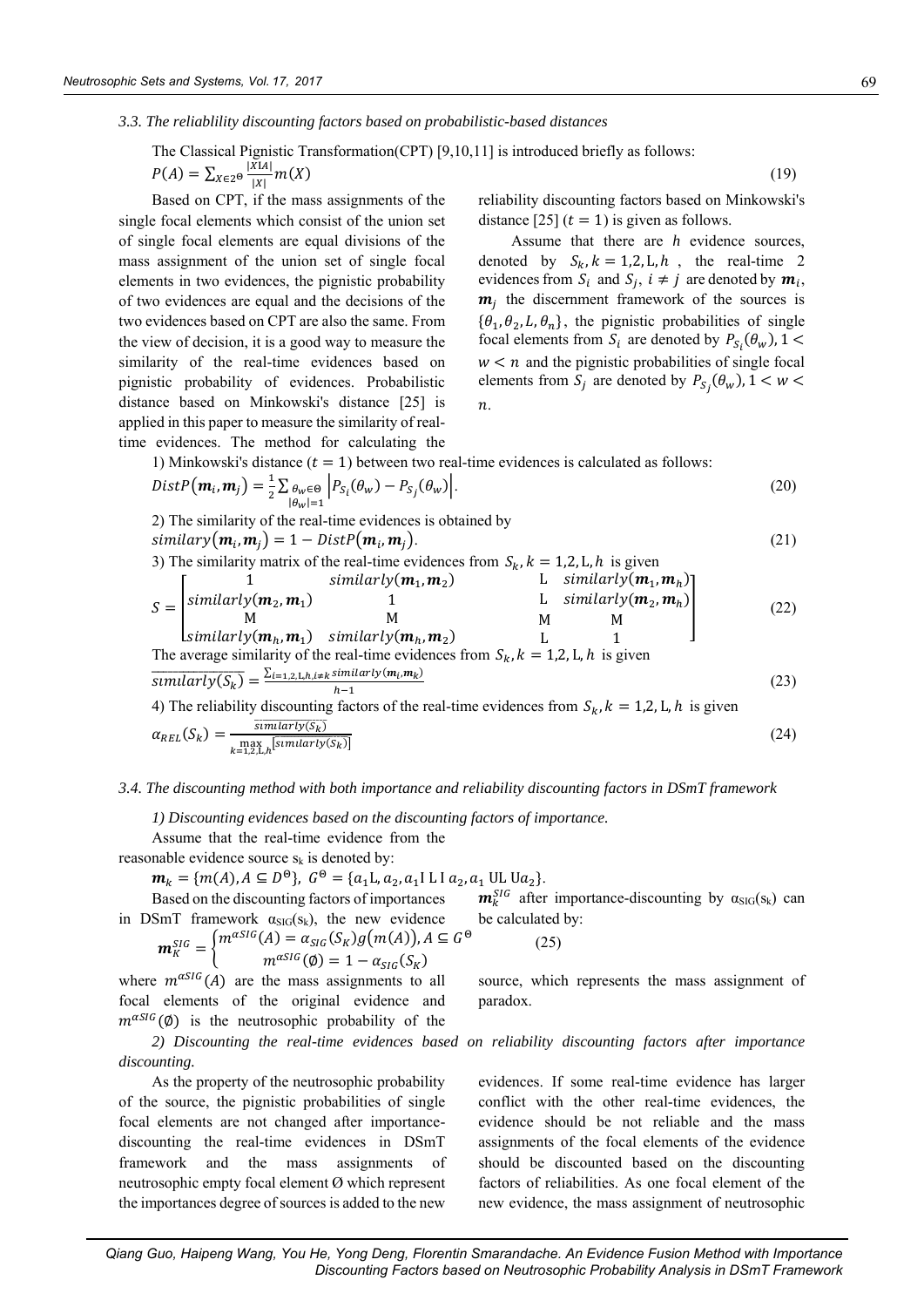### 3.3. The reliablility discounting factors based on probabilistic-based distances

The Classical Pignistic Transformation(CPT) [9,10,11] is introduced briefly as follows:

$$P(A) = \sum_{X\in 2^{\Theta}} \frac{|X I A|}{|X|} m(X) \tag{19}$$

Based on CPT, if the mass assignments of the single focal elements which consist of the union set of single focal elements are equal divisions of the mass assignment of the union set of single focal elements in two evidences, the pignistic probability of two evidences are equal and the decisions of the two evidences based on CPT are also the same. From the view of decision, it is a good way to measure the similarity of the real-time evidences based on pignistic probability of evidences. Probabilistic distance based on Minkowski's distance [25] is applied in this paper to measure the similarity of real-time evidences. The method for calculating the reliability discounting factors based on Minkowski's distance [25] ($t = 1$) is given as follows.

Assume that there are $h$ evidence sources, denoted by $S_k, k = 1,2,\text{L},h$, the real-time 2 evidences from $S_i$ and $S_j$, $i \neq j$ are denoted by $\boldsymbol{m}_i$, $\boldsymbol{m}_j$ the discernment framework of the sources is $\{\theta_1, \theta_2, L, \theta_n\}$, the pignistic probabilities of single focal elements from $S_i$ are denoted by $P_{S_i}(\theta_w), 1 < w < n$ and the pignistic probabilities of single focal elements from $S_j$ are denoted by $P_{S_j}(\theta_w), 1 < w < n$.

1) Minkowski's distance ($t = 1$) between two real-time evidences is calculated as follows:

$$DistP(\boldsymbol{m}_i, \boldsymbol{m}_j) = \frac{1}{2} \sum_{\substack{\theta_w \in \Theta \\ |\theta_w|=1}} \left| P_{S_i}(\theta_w) - P_{S_j}(\theta_w) \right|. \tag{20}$$

2) The similarity of the real-time evidences is obtained by

$$similary(\boldsymbol{m}_i, \boldsymbol{m}_j) = 1 - DistP(\boldsymbol{m}_i, \boldsymbol{m}_j). \tag{21}$$

3) The similarity matrix of the real-time evidences from $S_k, k = 1,2,\text{L},h$ is given

$$S = \begin{bmatrix} 1 & similarly(\boldsymbol{m}_1, \boldsymbol{m}_2) & \text{L} & similarly(\boldsymbol{m}_1, \boldsymbol{m}_h) \\ similarly(\boldsymbol{m}_2, \boldsymbol{m}_1) & 1 & \text{L} & similarly(\boldsymbol{m}_2, \boldsymbol{m}_h) \\ \text{M} & \text{M} & \text{M} & \text{M} \\ similarly(\boldsymbol{m}_h, \boldsymbol{m}_1) & similarly(\boldsymbol{m}_h, \boldsymbol{m}_2) & \text{L} & 1 \end{bmatrix} \tag{22}$$

The average similarity of the real-time evidences from $S_k, k = 1,2,\text{L},h$ is given

$$\overline{similarly(S_k)} = \frac{\sum_{i=1,2,\text{L},h, i\neq k} similarly(\boldsymbol{m}_i, \boldsymbol{m}_k)}{h-1} \tag{23}$$

4) The reliability discounting factors of the real-time evidences from $S_k, k = 1,2,\text{L},h$ is given

$$\alpha_{REL}(S_k) = \frac{\overline{similarly(S_k)}}{\max_{k=1,2,\text{L},h} \left[\overline{similarly(S_k)}\right]} \tag{24}$$

### 3.4. The discounting method with both importance and reliability discounting factors in DSmT framework

*1) Discounting evidences based on the discounting factors of importance.*

Assume that the real-time evidence from the reasonable evidence source $s_k$ is denoted by:

$\boldsymbol{m}_k = \{m(A), A \subseteq D^{\Theta}\}$, $G^{\Theta} = \{a_1 \text{L}, a_2, a_1 \text{L I} a_2, a_1 \text{UL U} a_2\}$.

Based on the discounting factors of importances in DSmT framework $\alpha_{SIG}(s_k)$, the new evidence $\boldsymbol{m}_k^{SIG}$ after importance-discounting by $\alpha_{SIG}(s_k)$ can be calculated by:

$$\boldsymbol{m}_K^{SIG} = \begin{cases} m^{\alpha SIG}(A) = \alpha_{SIG}(S_K) g\big(m(A)\big), A \subseteq G^{\Theta} \\ m^{\alpha SIG}(\emptyset) = 1 - \alpha_{SIG}(S_K) \end{cases} \tag{25}$$

where $m^{\alpha SIG}(A)$ are the mass assignments to all focal elements of the original evidence and $m^{\alpha SIG}(\emptyset)$ is the neutrosophic probability of the source, which represents the mass assignment of paradox.

*2) Discounting the real-time evidences based on reliability discounting factors after importance discounting.*

As the property of the neutrosophic probability of the source, the pignistic probabilities of single focal elements are not changed after importance-discounting the real-time evidences in DSmT framework and the mass assignments of neutrosophic empty focal element Ø which represent the importances degree of sources is added to the new evidences. If some real-time evidence has larger conflict with the other real-time evidences, the evidence should be not reliable and the mass assignments of the focal elements of the evidence should be discounted based on the discounting factors of reliabilities. As one focal element of the new evidence, the mass assignment of neutrosophic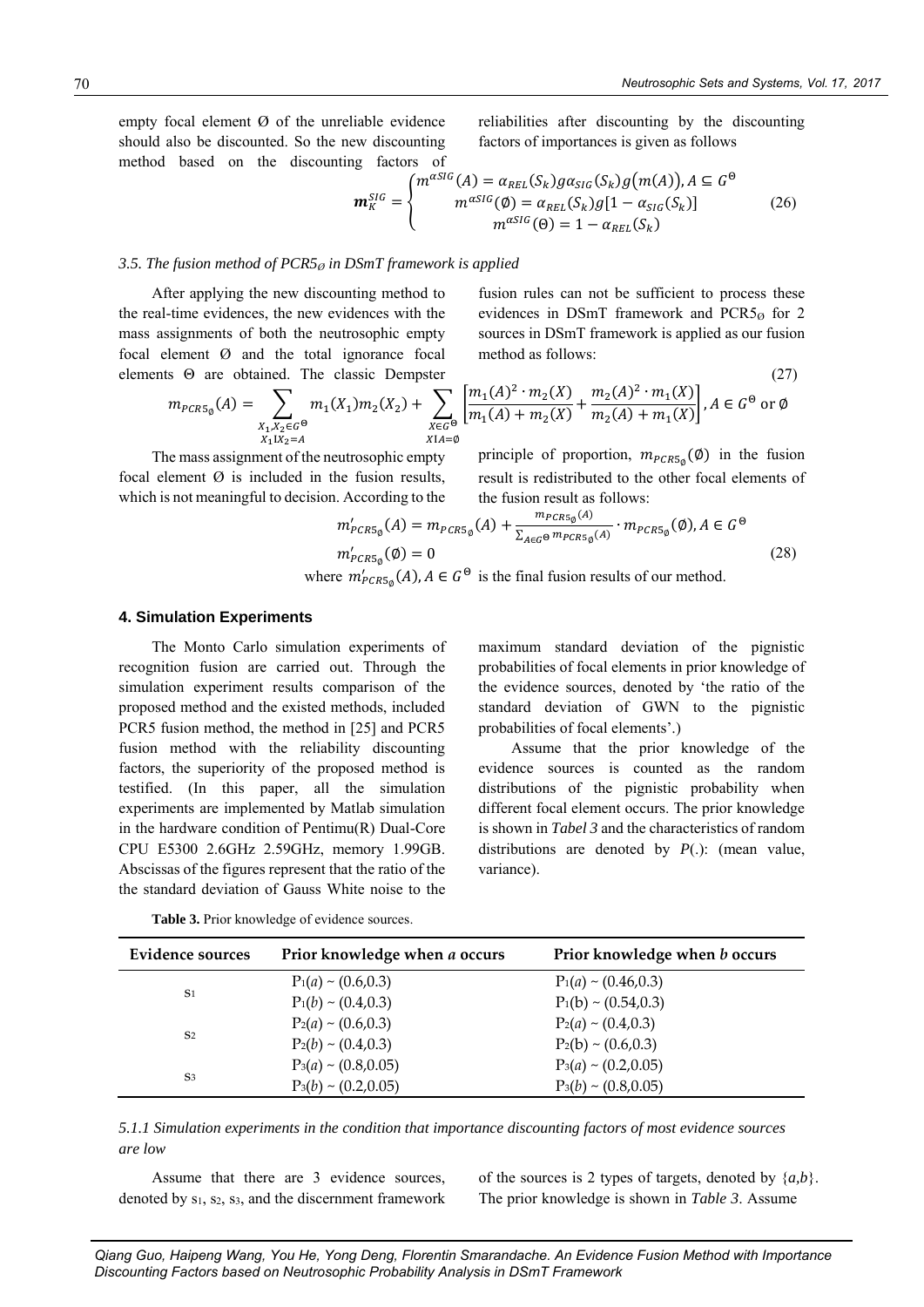empty focal element Ø of the unreliable evidence should also be discounted. So the new discounting method based on the discounting factors of reliabilities after discounting by the discounting factors of importances is given as follows

$$\boldsymbol{m}_{K}^{SIG}=\begin{cases} m^{\alpha SIG}(A)=\alpha_{REL}(S_k)g\alpha_{SIG}(S_k)g\big(m(A)\big), A\subseteq G^{\Theta} \\ m^{\alpha SIG}(\emptyset)=\alpha_{REL}(S_k)g[1-\alpha_{SIG}(S_k)] \\ m^{\alpha SIG}(\Theta)=1-\alpha_{REL}(S_k) \end{cases} \tag{26}$$

### *3.5. The fusion method of PCR5$_{\emptyset}$ in DSmT framework is applied*

After applying the new discounting method to the real-time evidences, the new evidences with the mass assignments of both the neutrosophic empty focal element Ø and the total ignorance focal elements Θ are obtained. The classic Dempster fusion rules can not be sufficient to process these evidences in DSmT framework and PCR5$_{\emptyset}$ for 2 sources in DSmT framework is applied as our fusion method as follows:

$$m_{PCR5_{\emptyset}}(A)=\sum_{\substack{X_1,X_2\in G^{\Theta}\\ X_1 I X_2=A}} m_1(X_1)m_2(X_2)+\sum_{\substack{X\in G^{\Theta}\\ X I A=\emptyset}}\left[\frac{m_1(A)^2\cdot m_2(X)}{m_1(A)+m_2(X)}+\frac{m_2(A)^2\cdot m_1(X)}{m_2(A)+m_1(X)}\right], A\in G^{\Theta} \text{ or } \emptyset \tag{27}$$

The mass assignment of the neutrosophic empty focal element Ø is included in the fusion results, which is not meaningful to decision. According to the principle of proportion, $m_{PCR5_{\emptyset}}(\emptyset)$ in the fusion result is redistributed to the other focal elements of the fusion result as follows:

$$\begin{aligned} m'_{PCR5_{\emptyset}}(A)&=m_{PCR5_{\emptyset}}(A)+\frac{m_{PCR5_{\emptyset}}(A)}{\sum_{A\in G^{\Theta}}m_{PCR5_{\emptyset}}(A)}\cdot m_{PCR5_{\emptyset}}(\emptyset), A\in G^{\Theta} \\ m'_{PCR5_{\emptyset}}(\emptyset)&=0 \end{aligned} \tag{28}$$

where $m'_{PCR5_{\emptyset}}(A), A\in G^{\Theta}$ is the final fusion results of our method.

## 4. Simulation Experiments

The Monto Carlo simulation experiments of recognition fusion are carried out. Through the simulation experiment results comparison of the proposed method and the existed methods, included PCR5 fusion method, the method in [25] and PCR5 fusion method with the reliability discounting factors, the superiority of the proposed method is testified. (In this paper, all the simulation experiments are implemented by Matlab simulation in the hardware condition of Pentimu(R) Dual-Core CPU E5300 2.6GHz 2.59GHz, memory 1.99GB. Abscissas of the figures represent that the ratio of the the standard deviation of Gauss White noise to the maximum standard deviation of the pignistic probabilities of focal elements in prior knowledge of the evidence sources, denoted by 'the ratio of the standard deviation of GWN to the pignistic probabilities of focal elements'.)

Assume that the prior knowledge of the evidence sources is counted as the random distributions of the pignistic probability when different focal element occurs. The prior knowledge is shown in *Tabel 3* and the characteristics of random distributions are denoted by *P*(.): (mean value, variance).

**Table 3.** Prior knowledge of evidence sources.

| Evidence sources | Prior knowledge when *a* occurs | Prior knowledge when *b* occurs |
|---|---|---|
| $s_1$ | $P_1(a)\sim(0.6,0.3)$<br>$P_1(b)\sim(0.4,0.3)$ | $P_1(a)\sim(0.46,0.3)$<br>$P_1(b)\sim(0.54,0.3)$ |
| $s_2$ | $P_2(a)\sim(0.6,0.3)$<br>$P_2(b)\sim(0.4,0.3)$ | $P_2(a)\sim(0.4,0.3)$<br>$P_2(b)\sim(0.6,0.3)$ |
| $s_3$ | $P_3(a)\sim(0.8,0.05)$<br>$P_3(b)\sim(0.2,0.05)$ | $P_3(a)\sim(0.2,0.05)$<br>$P_3(b)\sim(0.8,0.05)$ |

#### *5.1.1 Simulation experiments in the condition that importance discounting factors of most evidence sources are low*

Assume that there are 3 evidence sources, denoted by $s_1$, $s_2$, $s_3$, and the discernment framework of the sources is 2 types of targets, denoted by $\{a,b\}$. The prior knowledge is shown in *Table 3*. Assume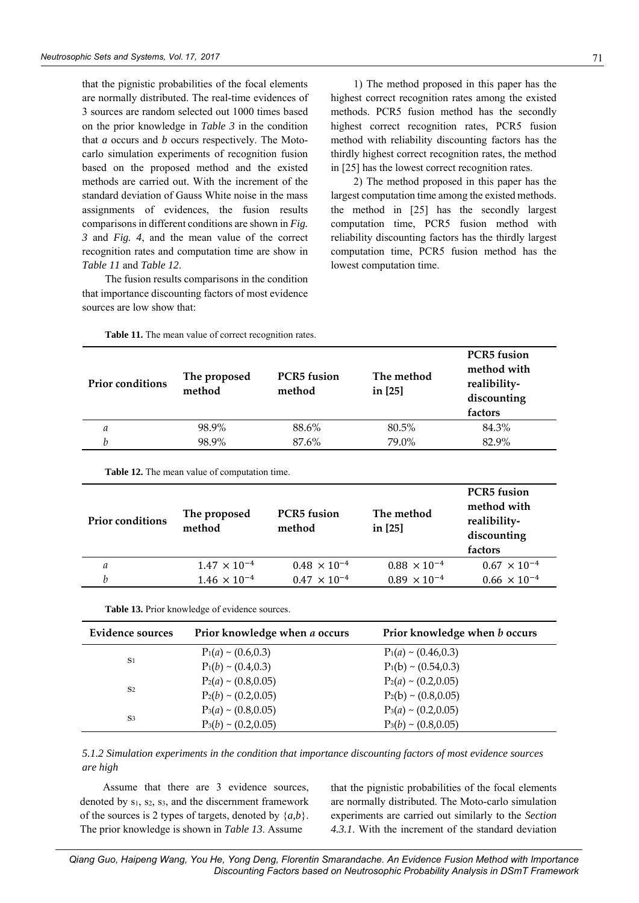that the pignistic probabilities of the focal elements are normally distributed. The real-time evidences of 3 sources are random selected out 1000 times based on the prior knowledge in *Table 3* in the condition that *a* occurs and *b* occurs respectively. The Moto-carlo simulation experiments of recognition fusion based on the proposed method and the existed methods are carried out. With the increment of the standard deviation of Gauss White noise in the mass assignments of evidences, the fusion results comparisons in different conditions are shown in *Fig. 3* and *Fig. 4*, and the mean value of the correct recognition rates and computation time are show in *Table 11* and *Table 12*.

The fusion results comparisons in the condition that importance discounting factors of most evidence sources are low show that:

1) The method proposed in this paper has the highest correct recognition rates among the existed methods. PCR5 fusion method has the secondly highest correct recognition rates, PCR5 fusion method with reliability discounting factors has the thirdly highest correct recognition rates, the method in [25] has the lowest correct recognition rates.

2) The method proposed in this paper has the largest computation time among the existed methods. the method in [25] has the secondly largest computation time, PCR5 fusion method with reliability discounting factors has the thirdly largest computation time, PCR5 fusion method has the lowest computation time.

**Table 11.** The mean value of correct recognition rates.

| **Prior conditions** | **The proposed method** | **PCR5 fusion method** | **The method in [25]** | **PCR5 fusion method with realibility-discounting factors** |
|---|---|---|---|---|
| *a* | 98.9% | 88.6% | 80.5% | 84.3% |
| *b* | 98.9% | 87.6% | 79.0% | 82.9% |

**Table 12.** The mean value of computation time.

| **Prior conditions** | **The proposed method** | **PCR5 fusion method** | **The method in [25]** | **PCR5 fusion method with realibility-discounting factors** |
|---|---|---|---|---|
| *a* | $1.47 \times 10^{-4}$ | $0.48 \times 10^{-4}$ | $0.88 \times 10^{-4}$ | $0.67 \times 10^{-4}$ |
| *b* | $1.46 \times 10^{-4}$ | $0.47 \times 10^{-4}$ | $0.89 \times 10^{-4}$ | $0.66 \times 10^{-4}$ |

**Table 13.** Prior knowledge of evidence sources.

| **Evidence sources** | **Prior knowledge when *a* occurs** | **Prior knowledge when *b* occurs** |
|---|---|---|
| $s_1$ | $P_1(a) \sim (0.6,0.3)$ | $P_1(a) \sim (0.46,0.3)$ |
| | $P_1(b) \sim (0.4,0.3)$ | $P_1(b) \sim (0.54,0.3)$ |
| $s_2$ | $P_2(a) \sim (0.8,0.05)$ | $P_2(a) \sim (0.2,0.05)$ |
| | $P_2(b) \sim (0.2,0.05)$ | $P_2(b) \sim (0.8,0.05)$ |
| $s_3$ | $P_3(a) \sim (0.8,0.05)$ | $P_3(a) \sim (0.2,0.05)$ |
| | $P_3(b) \sim (0.2,0.05)$ | $P_3(b) \sim (0.8,0.05)$ |

#### *5.1.2 Simulation experiments in the condition that importance discounting factors of most evidence sources are high*

Assume that there are 3 evidence sources, denoted by $s_1$, $s_2$, $s_3$, and the discernment framework of the sources is 2 types of targets, denoted by $\{a,b\}$. The prior knowledge is shown in *Table 13*. Assume that the pignistic probabilities of the focal elements are normally distributed. The Moto-carlo simulation experiments are carried out similarly to the *Section 4.3.1*. With the increment of the standard deviation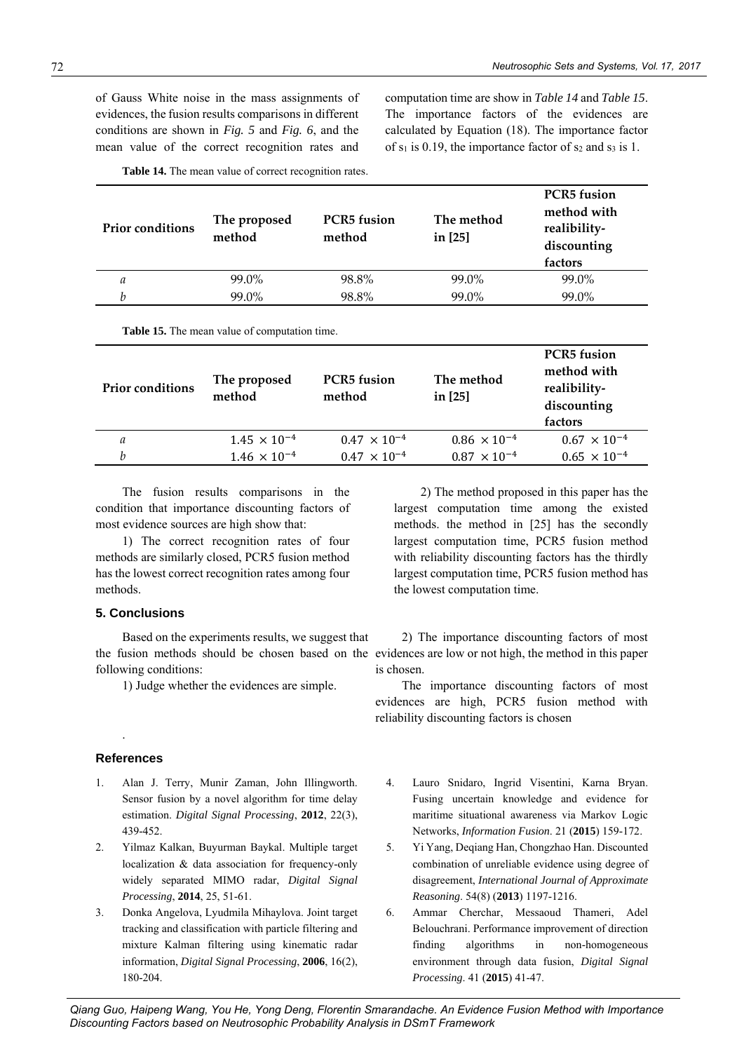of Gauss White noise in the mass assignments of evidences, the fusion results comparisons in different conditions are shown in *Fig. 5* and *Fig. 6*, and the mean value of the correct recognition rates and computation time are show in *Table 14* and *Table 15*. The importance factors of the evidences are calculated by Equation (18). The importance factor of $s_1$ is 0.19, the importance factor of $s_2$ and $s_3$ is 1.

**Table 14.** The mean value of correct recognition rates.

| Prior conditions | The proposed method | PCR5 fusion method | The method in [25] | PCR5 fusion method with realibility-discounting factors |
|---|---|---|---|---|
| $a$ | 99.0% | 98.8% | 99.0% | 99.0% |
| $b$ | 99.0% | 98.8% | 99.0% | 99.0% |

**Table 15.** The mean value of computation time.

| Prior conditions | The proposed method | PCR5 fusion method | The method in [25] | PCR5 fusion method with realibility-discounting factors |
|---|---|---|---|---|
| $a$ | $1.45 \times 10^{-4}$ | $0.47 \times 10^{-4}$ | $0.86 \times 10^{-4}$ | $0.67 \times 10^{-4}$ |
| $b$ | $1.46 \times 10^{-4}$ | $0.47 \times 10^{-4}$ | $0.87 \times 10^{-4}$ | $0.65 \times 10^{-4}$ |

The fusion results comparisons in the condition that importance discounting factors of most evidence sources are high show that:

1) The correct recognition rates of four methods are similarly closed, PCR5 fusion method has the lowest correct recognition rates among four methods.

2) The method proposed in this paper has the largest computation time among the existed methods. the method in [25] has the secondly largest computation time, PCR5 fusion method with reliability discounting factors has the thirdly largest computation time, PCR5 fusion method has the lowest computation time.

### 5. Conclusions

Based on the experiments results, we suggest that the fusion methods should be chosen based on the following conditions:

1) Judge whether the evidences are simple.

2) The importance discounting factors of most evidences are low or not high, the method in this paper is chosen.

The importance discounting factors of most evidences are high, PCR5 fusion method with reliability discounting factors is chosen

.

### References

1. Alan J. Terry, Munir Zaman, John Illingworth. Sensor fusion by a novel algorithm for time delay estimation. *Digital Signal Processing*, **2012**, 22(3), 439-452.
2. Yilmaz Kalkan, Buyurman Baykal. Multiple target localization & data association for frequency-only widely separated MIMO radar, *Digital Signal Processing*, **2014**, 25, 51-61.
3. Donka Angelova, Lyudmila Mihaylova. Joint target tracking and classification with particle filtering and mixture Kalman filtering using kinematic radar information, *Digital Signal Processing*, **2006**, 16(2), 180-204.
4. Lauro Snidaro, Ingrid Visentini, Karna Bryan. Fusing uncertain knowledge and evidence for maritime situational awareness via Markov Logic Networks, *Information Fusion*. 21 (**2015**) 159-172.
5. Yi Yang, Deqiang Han, Chongzhao Han. Discounted combination of unreliable evidence using degree of disagreement, *International Journal of Approximate Reasoning*. 54(8) (**2013**) 1197-1216.
6. Ammar Cherchar, Messaoud Thameri, Adel Belouchrani. Performance improvement of direction finding algorithms in non-homogeneous environment through data fusion, *Digital Signal Processing*. 41 (**2015**) 41-47.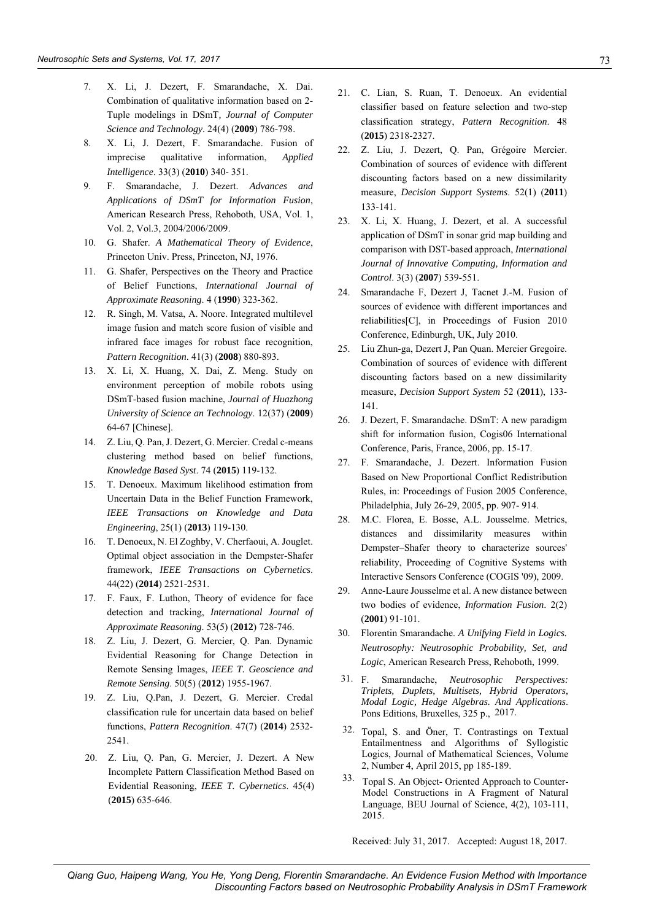7. X. Li, J. Dezert, F. Smarandache, X. Dai. Combination of qualitative information based on 2-Tuple modelings in DSmT, *Journal of Computer Science and Technology*. 24(4) (**2009**) 786-798.
8. X. Li, J. Dezert, F. Smarandache. Fusion of imprecise qualitative information, *Applied Intelligence*. 33(3) (**2010**) 340- 351.
9. F. Smarandache, J. Dezert. *Advances and Applications of DSmT for Information Fusion*, American Research Press, Rehoboth, USA, Vol. 1, Vol. 2, Vol.3, 2004/2006/2009.
10. G. Shafer. *A Mathematical Theory of Evidence*, Princeton Univ. Press, Princeton, NJ, 1976.
11. G. Shafer, Perspectives on the Theory and Practice of Belief Functions, *International Journal of Approximate Reasoning*. 4 (**1990**) 323-362.
12. R. Singh, M. Vatsa, A. Noore. Integrated multilevel image fusion and match score fusion of visible and infrared face images for robust face recognition, *Pattern Recognition*. 41(3) (**2008**) 880-893.
13. X. Li, X. Huang, X. Dai, Z. Meng. Study on environment perception of mobile robots using DSmT-based fusion machine, *Journal of Huazhong University of Science an Technology*. 12(37) (**2009**) 64-67 [Chinese].
14. Z. Liu, Q. Pan, J. Dezert, G. Mercier. Credal c-means clustering method based on belief functions, *Knowledge Based Syst*. 74 (**2015**) 119-132.
15. T. Denoeux. Maximum likelihood estimation from Uncertain Data in the Belief Function Framework, *IEEE Transactions on Knowledge and Data Engineering*, 25(1) (**2013**) 119-130.
16. T. Denoeux, N. El Zoghby, V. Cherfaoui, A. Jouglet. Optimal object association in the Dempster-Shafer framework, *IEEE Transactions on Cybernetics*. 44(22) (**2014**) 2521-2531.
17. F. Faux, F. Luthon, Theory of evidence for face detection and tracking, *International Journal of Approximate Reasoning*. 53(5) (**2012**) 728-746.
18. Z. Liu, J. Dezert, G. Mercier, Q. Pan. Dynamic Evidential Reasoning for Change Detection in Remote Sensing Images, *IEEE T. Geoscience and Remote Sensing*. 50(5) (**2012**) 1955-1967.
19. Z. Liu, Q.Pan, J. Dezert, G. Mercier. Credal classification rule for uncertain data based on belief functions, *Pattern Recognition*. 47(7) (**2014**) 2532-2541.
20. Z. Liu, Q. Pan, G. Mercier, J. Dezert. A New Incomplete Pattern Classification Method Based on Evidential Reasoning, *IEEE T. Cybernetics*. 45(4) (**2015**) 635-646.
21. C. Lian, S. Ruan, T. Denoeux. An evidential classifier based on feature selection and two-step classification strategy, *Pattern Recognition*. 48 (**2015**) 2318-2327.
22. Z. Liu, J. Dezert, Q. Pan, Grégoire Mercier. Combination of sources of evidence with different discounting factors based on a new dissimilarity measure, *Decision Support Systems*. 52(1) (**2011**) 133-141.
23. X. Li, X. Huang, J. Dezert, et al. A successful application of DSmT in sonar grid map building and comparison with DST-based approach, *International Journal of Innovative Computing, Information and Control*. 3(3) (**2007**) 539-551.
24. Smarandache F, Dezert J, Tacnet J.-M. Fusion of sources of evidence with different importances and reliabilities[C], in Proceedings of Fusion 2010 Conference, Edinburgh, UK, July 2010.
25. Liu Zhun-ga, Dezert J, Pan Quan. Mercier Gregoire. Combination of sources of evidence with different discounting factors based on a new dissimilarity measure, *Decision Support System* 52 (**2011**), 133-141.
26. J. Dezert, F. Smarandache. DSmT: A new paradigm shift for information fusion, Cogis06 International Conference, Paris, France, 2006, pp. 15-17.
27. F. Smarandache, J. Dezert. Information Fusion Based on New Proportional Conflict Redistribution Rules, in: Proceedings of Fusion 2005 Conference, Philadelphia, July 26-29, 2005, pp. 907- 914.
28. M.C. Florea, E. Bosse, A.L. Jousselme. Metrics, distances and dissimilarity measures within Dempster–Shafer theory to characterize sources' reliability, Proceeding of Cognitive Systems with Interactive Sensors Conference (COGIS '09), 2009.
29. Anne-Laure Jousselme et al. A new distance between two bodies of evidence, *Information Fusion*. 2(2) (**2001**) 91-101.
30. Florentin Smarandache. *A Unifying Field in Logics. Neutrosophy: Neutrosophic Probability, Set, and Logic*, American Research Press, Rehoboth, 1999.
31. F. Smarandache, *Neutrosophic Perspectives: Triplets, Duplets, Multisets, Hybrid Operators, Modal Logic, Hedge Algebras. And Applications*. Pons Editions, Bruxelles, 325 p., 2017.
32. Topal, S. and Öner, T. Contrastings on Textual Entailmentness and Algorithms of Syllogistic Logics, Journal of Mathematical Sciences, Volume 2, Number 4, April 2015, pp 185-189.
33. Topal S. An Object- Oriented Approach to Counter-Model Constructions in A Fragment of Natural Language, BEU Journal of Science, 4(2), 103-111, 2015.

Received: July 31, 2017. Accepted: August 18, 2017.